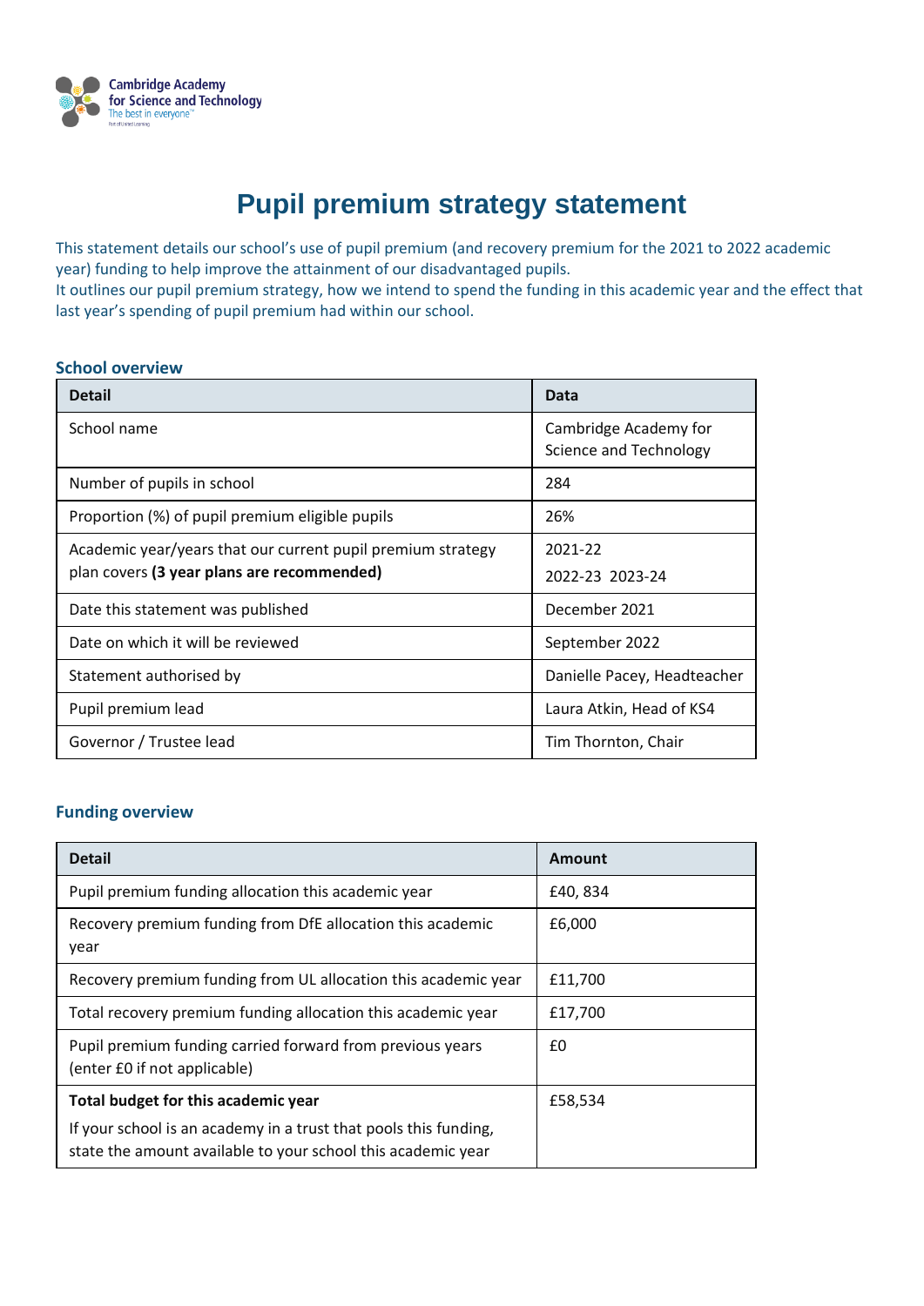# Pupil premium strategy statement

This statement details our school's use of pupil premium (and recovery premium for the 2021 to 2022 academic year) funding to help improve the attainment of our disadvantaged pupils.
It outlines our pupil premium strategy, how we intend to spend the funding in this academic year and the effect that last year's spending of pupil premium had within our school.

## School overview

| Detail | Data |
| --- | --- |
| School name | Cambridge Academy for Science and Technology |
| Number of pupils in school | 284 |
| Proportion (%) of pupil premium eligible pupils | 26% |
| Academic year/years that our current pupil premium strategy plan covers **(3 year plans are recommended)** | 2021-22<br>2022-23 2023-24 |
| Date this statement was published | December 2021 |
| Date on which it will be reviewed | September 2022 |
| Statement authorised by | Danielle Pacey, Headteacher |
| Pupil premium lead | Laura Atkin, Head of KS4 |
| Governor / Trustee lead | Tim Thornton, Chair |

## Funding overview

| Detail | Amount |
| --- | --- |
| Pupil premium funding allocation this academic year | £40, 834 |
| Recovery premium funding from DfE allocation this academic year | £6,000 |
| Recovery premium funding from UL allocation this academic year | £11,700 |
| Total recovery premium funding allocation this academic year | £17,700 |
| Pupil premium funding carried forward from previous years (enter £0 if not applicable) | £0 |
| **Total budget for this academic year**<br>If your school is an academy in a trust that pools this funding, state the amount available to your school this academic year | £58,534 |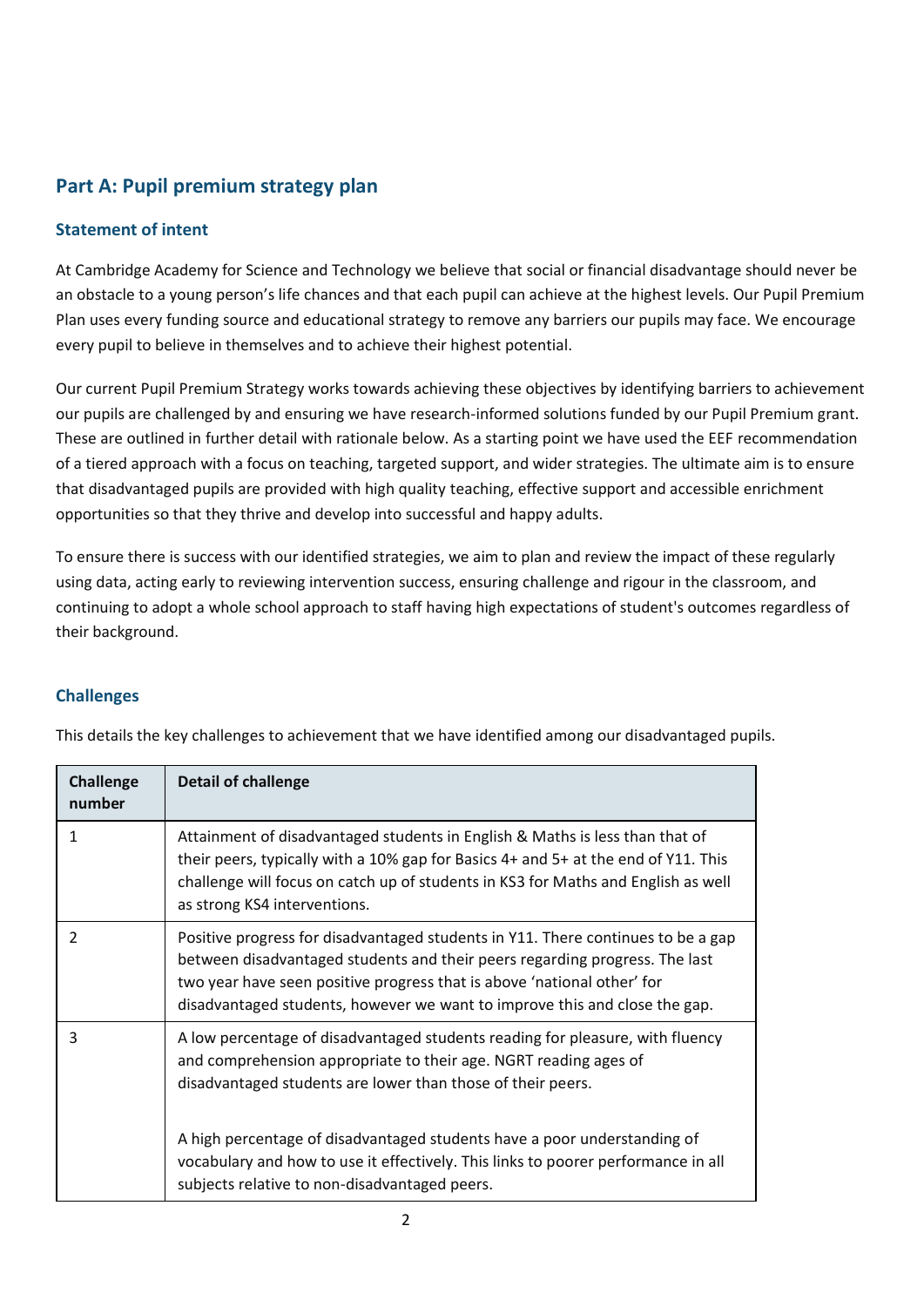## Part A: Pupil premium strategy plan

### Statement of intent

At Cambridge Academy for Science and Technology we believe that social or financial disadvantage should never be an obstacle to a young person's life chances and that each pupil can achieve at the highest levels. Our Pupil Premium Plan uses every funding source and educational strategy to remove any barriers our pupils may face. We encourage every pupil to believe in themselves and to achieve their highest potential.

Our current Pupil Premium Strategy works towards achieving these objectives by identifying barriers to achievement our pupils are challenged by and ensuring we have research-informed solutions funded by our Pupil Premium grant. These are outlined in further detail with rationale below. As a starting point we have used the EEF recommendation of a tiered approach with a focus on teaching, targeted support, and wider strategies. The ultimate aim is to ensure that disadvantaged pupils are provided with high quality teaching, effective support and accessible enrichment opportunities so that they thrive and develop into successful and happy adults.

To ensure there is success with our identified strategies, we aim to plan and review the impact of these regularly using data, acting early to reviewing intervention success, ensuring challenge and rigour in the classroom, and continuing to adopt a whole school approach to staff having high expectations of student's outcomes regardless of their background.

### Challenges

This details the key challenges to achievement that we have identified among our disadvantaged pupils.

| Challenge number | Detail of challenge |
|---|---|
| 1 | Attainment of disadvantaged students in English & Maths is less than that of their peers, typically with a 10% gap for Basics 4+ and 5+ at the end of Y11. This challenge will focus on catch up of students in KS3 for Maths and English as well as strong KS4 interventions. |
| 2 | Positive progress for disadvantaged students in Y11. There continues to be a gap between disadvantaged students and their peers regarding progress. The last two year have seen positive progress that is above 'national other' for disadvantaged students, however we want to improve this and close the gap. |
| 3 | A low percentage of disadvantaged students reading for pleasure, with fluency and comprehension appropriate to their age. NGRT reading ages of disadvantaged students are lower than those of their peers.<br><br>A high percentage of disadvantaged students have a poor understanding of vocabulary and how to use it effectively. This links to poorer performance in all subjects relative to non-disadvantaged peers. |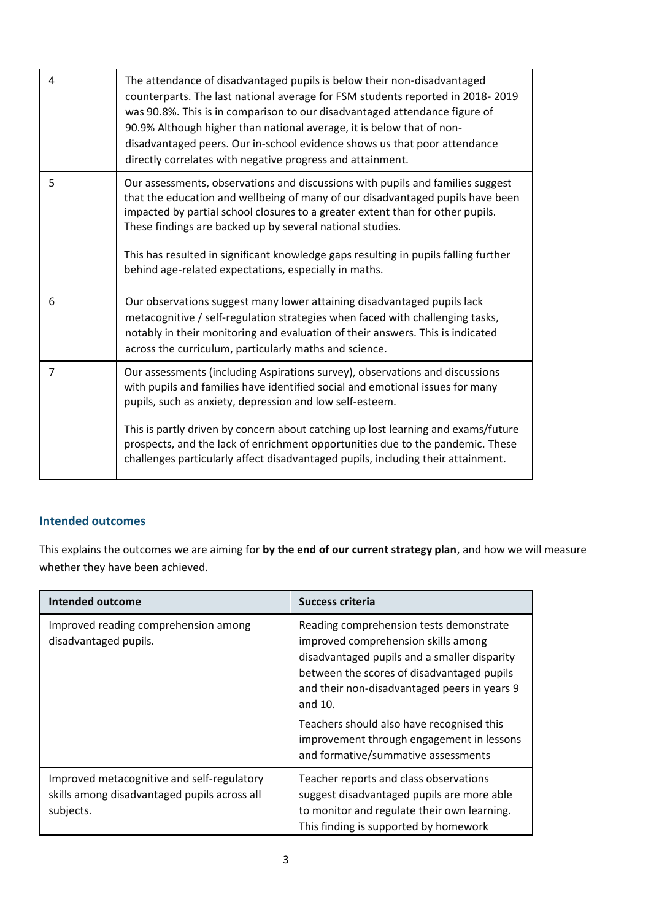| | |
|---|---|
| 4 | The attendance of disadvantaged pupils is below their non-disadvantaged counterparts. The last national average for FSM students reported in 2018- 2019 was 90.8%. This is in comparison to our disadvantaged attendance figure of 90.9% Although higher than national average, it is below that of non-disadvantaged peers. Our in-school evidence shows us that poor attendance directly correlates with negative progress and attainment. |
| 5 | Our assessments, observations and discussions with pupils and families suggest that the education and wellbeing of many of our disadvantaged pupils have been impacted by partial school closures to a greater extent than for other pupils. These findings are backed up by several national studies.<br><br>This has resulted in significant knowledge gaps resulting in pupils falling further behind age-related expectations, especially in maths. |
| 6 | Our observations suggest many lower attaining disadvantaged pupils lack metacognitive / self-regulation strategies when faced with challenging tasks, notably in their monitoring and evaluation of their answers. This is indicated across the curriculum, particularly maths and science. |
| 7 | Our assessments (including Aspirations survey), observations and discussions with pupils and families have identified social and emotional issues for many pupils, such as anxiety, depression and low self-esteem.<br><br>This is partly driven by concern about catching up lost learning and exams/future prospects, and the lack of enrichment opportunities due to the pandemic. These challenges particularly affect disadvantaged pupils, including their attainment. |

## Intended outcomes

This explains the outcomes we are aiming for **by the end of our current strategy plan**, and how we will measure whether they have been achieved.

| Intended outcome | Success criteria |
|---|---|
| Improved reading comprehension among disadvantaged pupils. | Reading comprehension tests demonstrate improved comprehension skills among disadvantaged pupils and a smaller disparity between the scores of disadvantaged pupils and their non-disadvantaged peers in years 9 and 10.<br><br>Teachers should also have recognised this improvement through engagement in lessons and formative/summative assessments |
| Improved metacognitive and self-regulatory skills among disadvantaged pupils across all subjects. | Teacher reports and class observations suggest disadvantaged pupils are more able to monitor and regulate their own learning. This finding is supported by homework |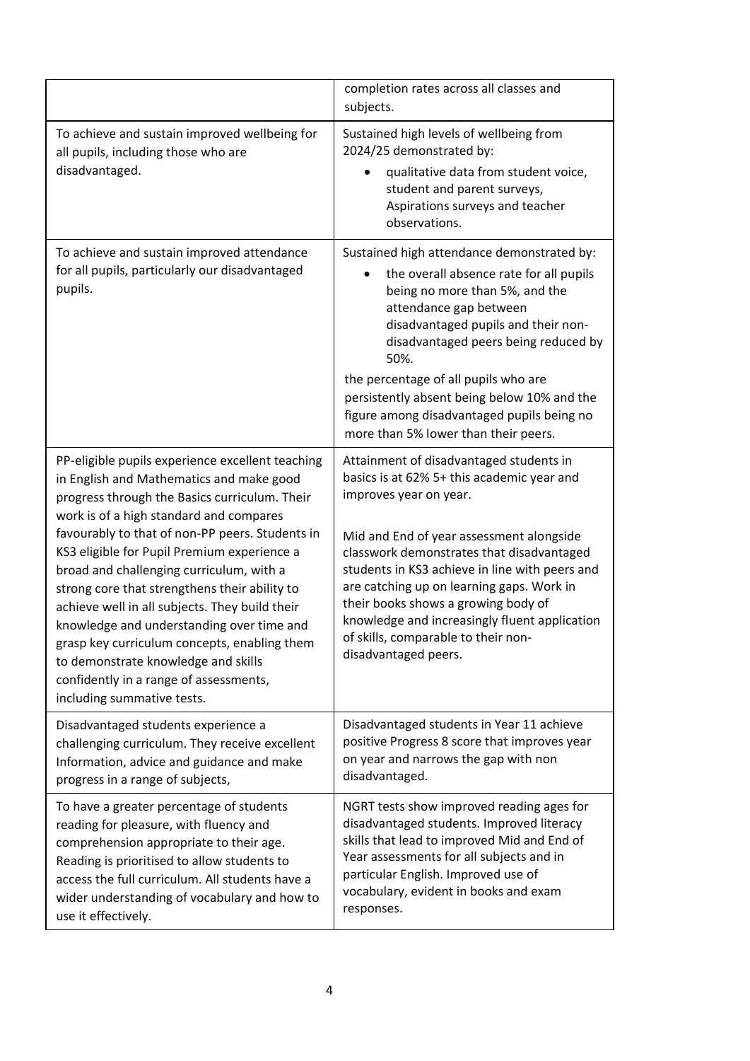| | |
|---|---|
| | completion rates across all classes and subjects. |
| To achieve and sustain improved wellbeing for all pupils, including those who are disadvantaged. | Sustained high levels of wellbeing from 2024/25 demonstrated by:<br>• qualitative data from student voice, student and parent surveys, Aspirations surveys and teacher observations. |
| To achieve and sustain improved attendance for all pupils, particularly our disadvantaged pupils. | Sustained high attendance demonstrated by:<br>• the overall absence rate for all pupils being no more than 5%, and the attendance gap between disadvantaged pupils and their non-disadvantaged peers being reduced by 50%.<br>the percentage of all pupils who are persistently absent being below 10% and the figure among disadvantaged pupils being no more than 5% lower than their peers. |
| PP-eligible pupils experience excellent teaching in English and Mathematics and make good progress through the Basics curriculum. Their work is of a high standard and compares favourably to that of non-PP peers. Students in KS3 eligible for Pupil Premium experience a broad and challenging curriculum, with a strong core that strengthens their ability to achieve well in all subjects. They build their knowledge and understanding over time and grasp key curriculum concepts, enabling them to demonstrate knowledge and skills confidently in a range of assessments, including summative tests. | Attainment of disadvantaged students in basics is at 62% 5+ this academic year and improves year on year.<br><br>Mid and End of year assessment alongside classwork demonstrates that disadvantaged students in KS3 achieve in line with peers and are catching up on learning gaps. Work in their books shows a growing body of knowledge and increasingly fluent application of skills, comparable to their non-disadvantaged peers. |
| Disadvantaged students experience a challenging curriculum. They receive excellent Information, advice and guidance and make progress in a range of subjects, | Disadvantaged students in Year 11 achieve positive Progress 8 score that improves year on year and narrows the gap with non disadvantaged. |
| To have a greater percentage of students reading for pleasure, with fluency and comprehension appropriate to their age. Reading is prioritised to allow students to access the full curriculum. All students have a wider understanding of vocabulary and how to use it effectively. | NGRT tests show improved reading ages for disadvantaged students. Improved literacy skills that lead to improved Mid and End of Year assessments for all subjects and in particular English. Improved use of vocabulary, evident in books and exam responses. |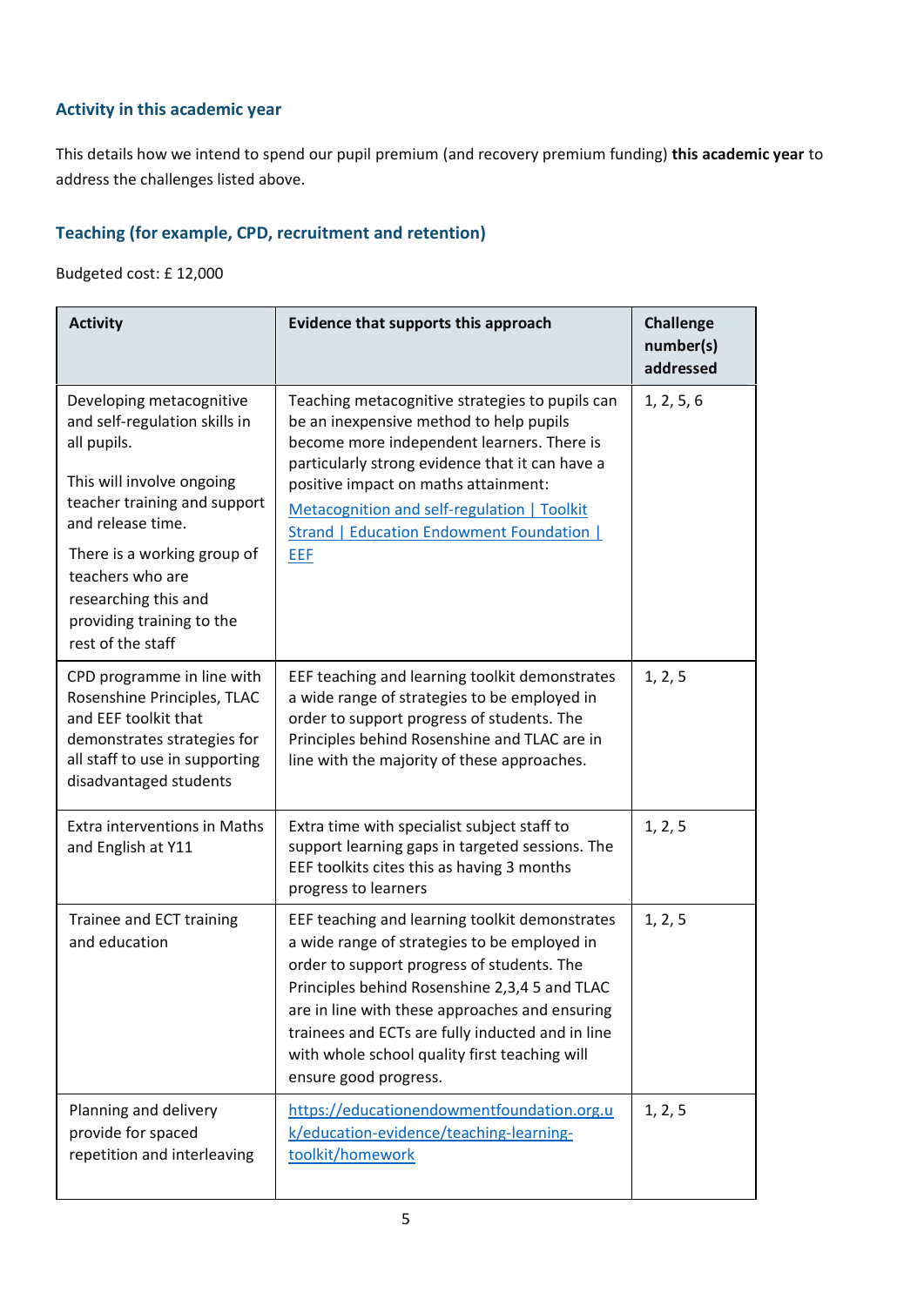## Activity in this academic year

This details how we intend to spend our pupil premium (and recovery premium funding) **this academic year** to address the challenges listed above.

### Teaching (for example, CPD, recruitment and retention)

Budgeted cost: £ 12,000

| Activity | Evidence that supports this approach | Challenge number(s) addressed |
|---|---|---|
| Developing metacognitive and self-regulation skills in all pupils.<br><br>This will involve ongoing teacher training and support and release time.<br><br>There is a working group of teachers who are researching this and providing training to the rest of the staff | Teaching metacognitive strategies to pupils can be an inexpensive method to help pupils become more independent learners. There is particularly strong evidence that it can have a positive impact on maths attainment:<br>[Metacognition and self-regulation \| Toolkit Strand \| Education Endowment Foundation \| EEF]() | 1, 2, 5, 6 |
| CPD programme in line with Rosenshine Principles, TLAC and EEF toolkit that demonstrates strategies for all staff to use in supporting disadvantaged students | EEF teaching and learning toolkit demonstrates a wide range of strategies to be employed in order to support progress of students. The Principles behind Rosenshine and TLAC are in line with the majority of these approaches. | 1, 2, 5 |
| Extra interventions in Maths and English at Y11 | Extra time with specialist subject staff to support learning gaps in targeted sessions. The EEF toolkits cites this as having 3 months progress to learners | 1, 2, 5 |
| Trainee and ECT training and education | EEF teaching and learning toolkit demonstrates a wide range of strategies to be employed in order to support progress of students. The Principles behind Rosenshine 2,3,4 5 and TLAC are in line with these approaches and ensuring trainees and ECTs are fully inducted and in line with whole school quality first teaching will ensure good progress. | 1, 2, 5 |
| Planning and delivery provide for spaced repetition and interleaving | https://educationendowmentfoundation.org.uk/education-evidence/teaching-learning-toolkit/homework | 1, 2, 5 |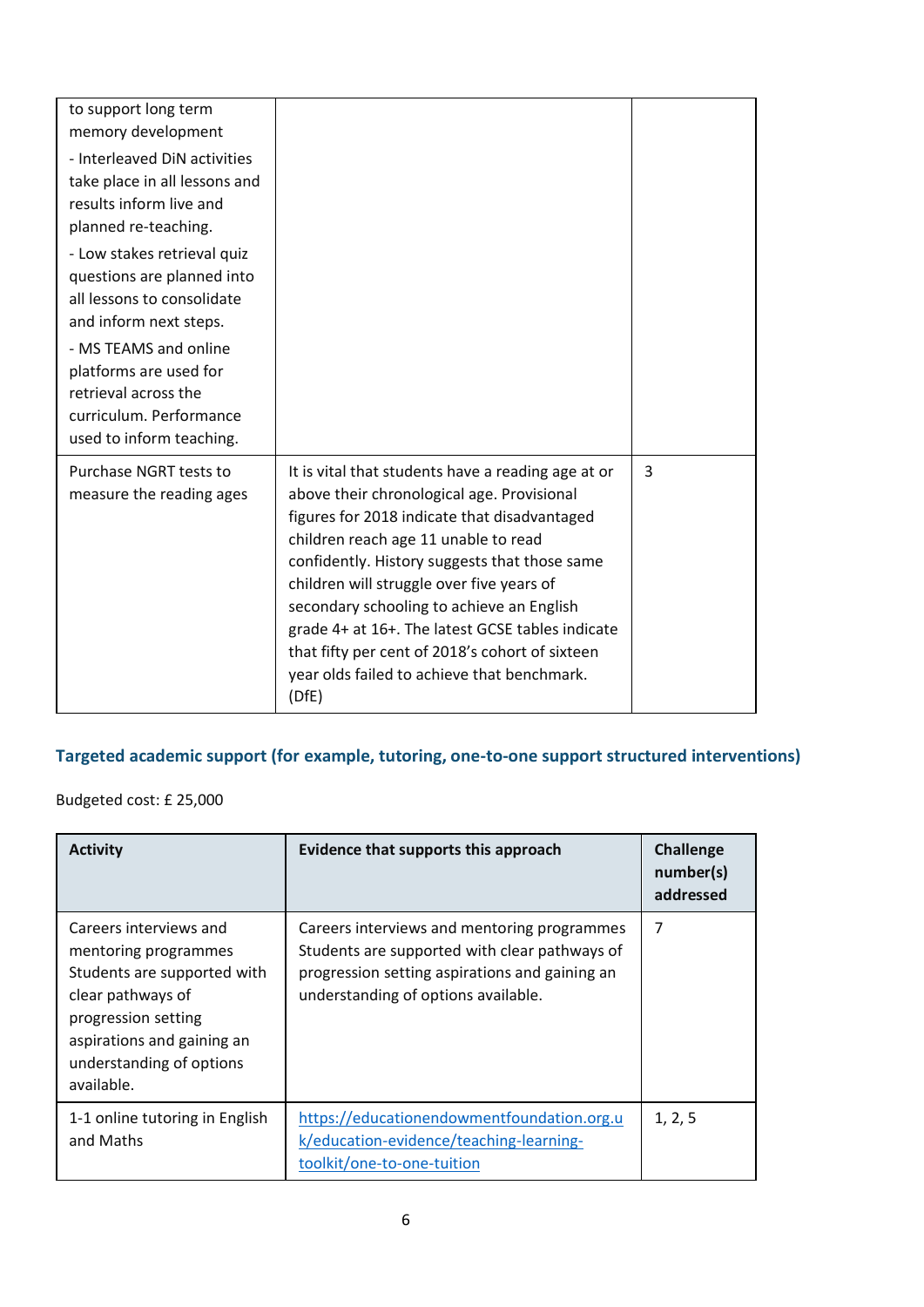| | | |
|---|---|---|
| to support long term memory development<br>- Interleaved DiN activities take place in all lessons and results inform live and planned re-teaching.<br>- Low stakes retrieval quiz questions are planned into all lessons to consolidate and inform next steps.<br>- MS TEAMS and online platforms are used for retrieval across the curriculum. Performance used to inform teaching. | | |
| Purchase NGRT tests to measure the reading ages | It is vital that students have a reading age at or above their chronological age. Provisional figures for 2018 indicate that disadvantaged children reach age 11 unable to read confidently. History suggests that those same children will struggle over five years of secondary schooling to achieve an English grade 4+ at 16+. The latest GCSE tables indicate that fifty per cent of 2018's cohort of sixteen year olds failed to achieve that benchmark. (DfE) | 3 |

## Targeted academic support (for example, tutoring, one-to-one support structured interventions)

Budgeted cost: £ 25,000

| Activity | Evidence that supports this approach | Challenge number(s) addressed |
|---|---|---|
| Careers interviews and mentoring programmes Students are supported with clear pathways of progression setting aspirations and gaining an understanding of options available. | Careers interviews and mentoring programmes Students are supported with clear pathways of progression setting aspirations and gaining an understanding of options available. | 7 |
| 1-1 online tutoring in English and Maths | https://educationendowmentfoundation.org.uk/education-evidence/teaching-learning-toolkit/one-to-one-tuition | 1, 2, 5 |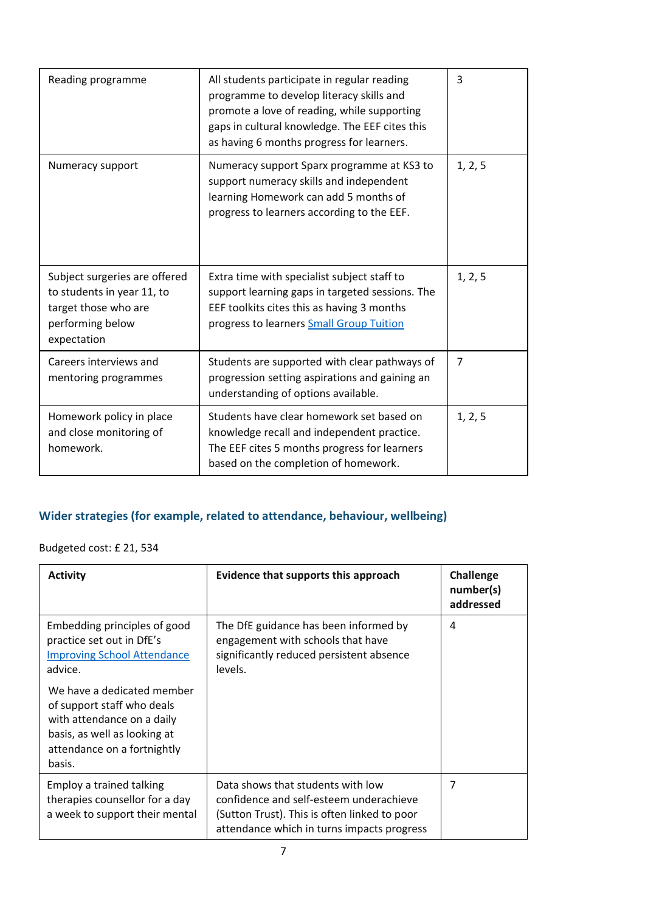| | | |
|---|---|---|
| Reading programme | All students participate in regular reading programme to develop literacy skills and promote a love of reading, while supporting gaps in cultural knowledge. The EEF cites this as having 6 months progress for learners. | 3 |
| Numeracy support | Numeracy support Sparx programme at KS3 to support numeracy skills and independent learning Homework can add 5 months of progress to learners according to the EEF. | 1, 2, 5 |
| Subject surgeries are offered to students in year 11, to target those who are performing below expectation | Extra time with specialist subject staff to support learning gaps in targeted sessions. The EEF toolkits cites this as having 3 months progress to learners [Small Group Tuition] | 1, 2, 5 |
| Careers interviews and mentoring programmes | Students are supported with clear pathways of progression setting aspirations and gaining an understanding of options available. | 7 |
| Homework policy in place and close monitoring of homework. | Students have clear homework set based on knowledge recall and independent practice. The EEF cites 5 months progress for learners based on the completion of homework. | 1, 2, 5 |

### Wider strategies (for example, related to attendance, behaviour, wellbeing)

Budgeted cost: £ 21, 534

| Activity | Evidence that supports this approach | Challenge number(s) addressed |
|---|---|---|
| Embedding principles of good practice set out in DfE's [Improving School Attendance] advice.<br><br>We have a dedicated member of support staff who deals with attendance on a daily basis, as well as looking at attendance on a fortnightly basis. | The DfE guidance has been informed by engagement with schools that have significantly reduced persistent absence levels. | 4 |
| Employ a trained talking therapies counsellor for a day a week to support their mental | Data shows that students with low confidence and self-esteem underachieve (Sutton Trust). This is often linked to poor attendance which in turns impacts progress | 7 |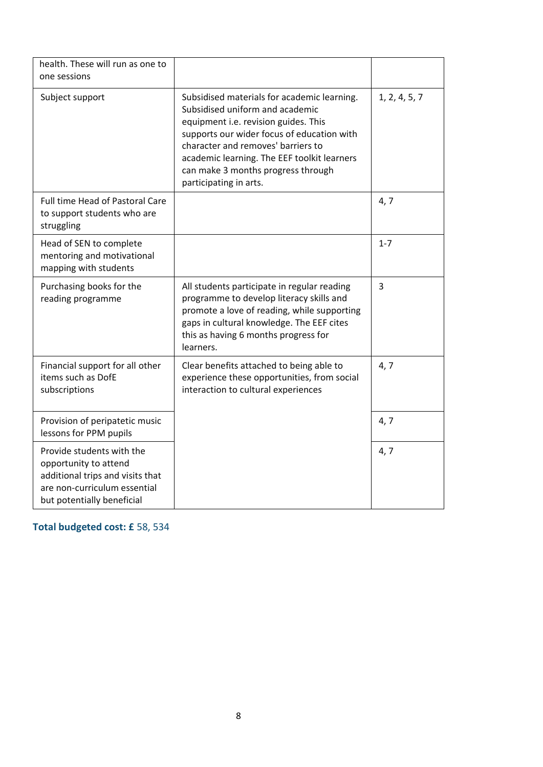| | | |
|---|---|---|
| health. These will run as one to one sessions | | |
| Subject support | Subsidised materials for academic learning. Subsidised uniform and academic equipment i.e. revision guides. This supports our wider focus of education with character and removes' barriers to academic learning. The EEF toolkit learners can make 3 months progress through participating in arts. | 1, 2, 4, 5, 7 |
| Full time Head of Pastoral Care to support students who are struggling | | 4, 7 |
| Head of SEN to complete mentoring and motivational mapping with students | | 1-7 |
| Purchasing books for the reading programme | All students participate in regular reading programme to develop literacy skills and promote a love of reading, while supporting gaps in cultural knowledge. The EEF cites this as having 6 months progress for learners. | 3 |
| Financial support for all other items such as DofE subscriptions | Clear benefits attached to being able to experience these opportunities, from social interaction to cultural experiences | 4, 7 |
| Provision of peripatetic music lessons for PPM pupils | | 4, 7 |
| Provide students with the opportunity to attend additional trips and visits that are non-curriculum essential but potentially beneficial | | 4, 7 |

**Total budgeted cost: £** 58, 534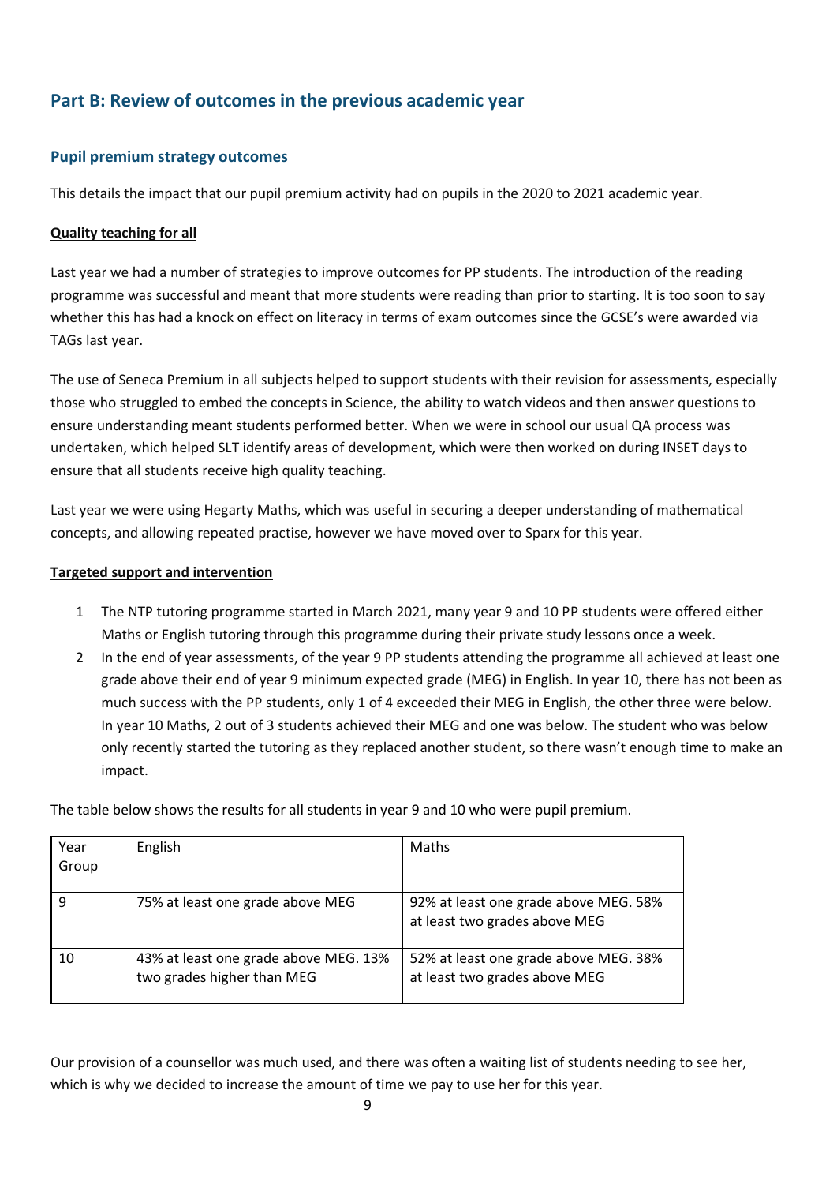## Part B: Review of outcomes in the previous academic year

### Pupil premium strategy outcomes

This details the impact that our pupil premium activity had on pupils in the 2020 to 2021 academic year.

**Quality teaching for all**

Last year we had a number of strategies to improve outcomes for PP students. The introduction of the reading programme was successful and meant that more students were reading than prior to starting. It is too soon to say whether this has had a knock on effect on literacy in terms of exam outcomes since the GCSE's were awarded via TAGs last year.

The use of Seneca Premium in all subjects helped to support students with their revision for assessments, especially those who struggled to embed the concepts in Science, the ability to watch videos and then answer questions to ensure understanding meant students performed better. When we were in school our usual QA process was undertaken, which helped SLT identify areas of development, which were then worked on during INSET days to ensure that all students receive high quality teaching.

Last year we were using Hegarty Maths, which was useful in securing a deeper understanding of mathematical concepts, and allowing repeated practise, however we have moved over to Sparx for this year.

**Targeted support and intervention**

1. The NTP tutoring programme started in March 2021, many year 9 and 10 PP students were offered either Maths or English tutoring through this programme during their private study lessons once a week.
2. In the end of year assessments, of the year 9 PP students attending the programme all achieved at least one grade above their end of year 9 minimum expected grade (MEG) in English. In year 10, there has not been as much success with the PP students, only 1 of 4 exceeded their MEG in English, the other three were below. In year 10 Maths, 2 out of 3 students achieved their MEG and one was below. The student who was below only recently started the tutoring as they replaced another student, so there wasn't enough time to make an impact.

The table below shows the results for all students in year 9 and 10 who were pupil premium.

| Year Group | English | Maths |
|---|---|---|
| 9 | 75% at least one grade above MEG | 92% at least one grade above MEG. 58% at least two grades above MEG |
| 10 | 43% at least one grade above MEG. 13% two grades higher than MEG | 52% at least one grade above MEG. 38% at least two grades above MEG |

Our provision of a counsellor was much used, and there was often a waiting list of students needing to see her, which is why we decided to increase the amount of time we pay to use her for this year.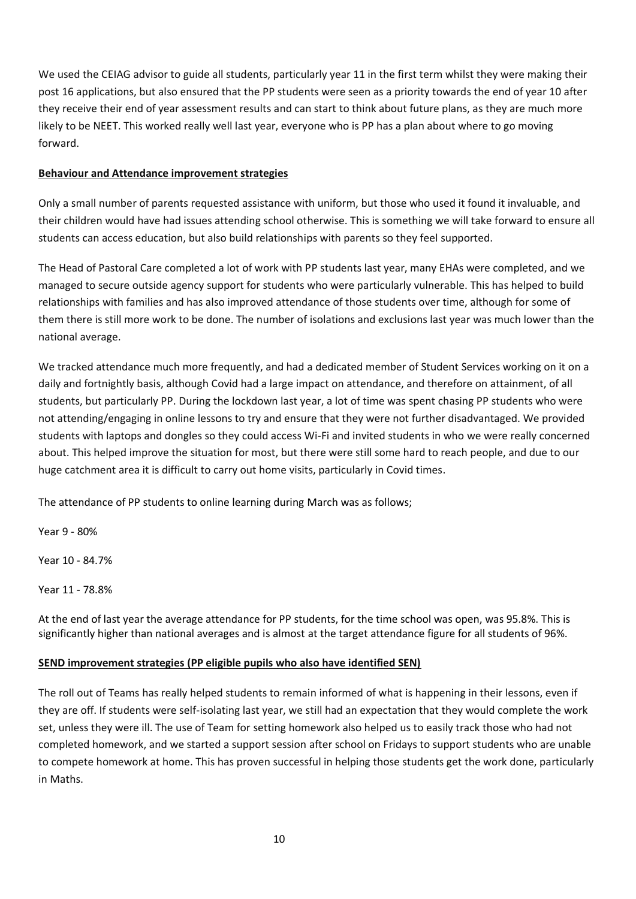We used the CEIAG advisor to guide all students, particularly year 11 in the first term whilst they were making their post 16 applications, but also ensured that the PP students were seen as a priority towards the end of year 10 after they receive their end of year assessment results and can start to think about future plans, as they are much more likely to be NEET. This worked really well last year, everyone who is PP has a plan about where to go moving forward.

**Behaviour and Attendance improvement strategies**

Only a small number of parents requested assistance with uniform, but those who used it found it invaluable, and their children would have had issues attending school otherwise. This is something we will take forward to ensure all students can access education, but also build relationships with parents so they feel supported.

The Head of Pastoral Care completed a lot of work with PP students last year, many EHAs were completed, and we managed to secure outside agency support for students who were particularly vulnerable. This has helped to build relationships with families and has also improved attendance of those students over time, although for some of them there is still more work to be done. The number of isolations and exclusions last year was much lower than the national average.

We tracked attendance much more frequently, and had a dedicated member of Student Services working on it on a daily and fortnightly basis, although Covid had a large impact on attendance, and therefore on attainment, of all students, but particularly PP. During the lockdown last year, a lot of time was spent chasing PP students who were not attending/engaging in online lessons to try and ensure that they were not further disadvantaged. We provided students with laptops and dongles so they could access Wi-Fi and invited students in who we were really concerned about. This helped improve the situation for most, but there were still some hard to reach people, and due to our huge catchment area it is difficult to carry out home visits, particularly in Covid times.

The attendance of PP students to online learning during March was as follows;

Year 9 - 80%

Year 10 - 84.7%

Year 11 - 78.8%

At the end of last year the average attendance for PP students, for the time school was open, was 95.8%. This is significantly higher than national averages and is almost at the target attendance figure for all students of 96%.

**SEND improvement strategies (PP eligible pupils who also have identified SEN)**

The roll out of Teams has really helped students to remain informed of what is happening in their lessons, even if they are off. If students were self-isolating last year, we still had an expectation that they would complete the work set, unless they were ill. The use of Team for setting homework also helped us to easily track those who had not completed homework, and we started a support session after school on Fridays to support students who are unable to compete homework at home. This has proven successful in helping those students get the work done, particularly in Maths.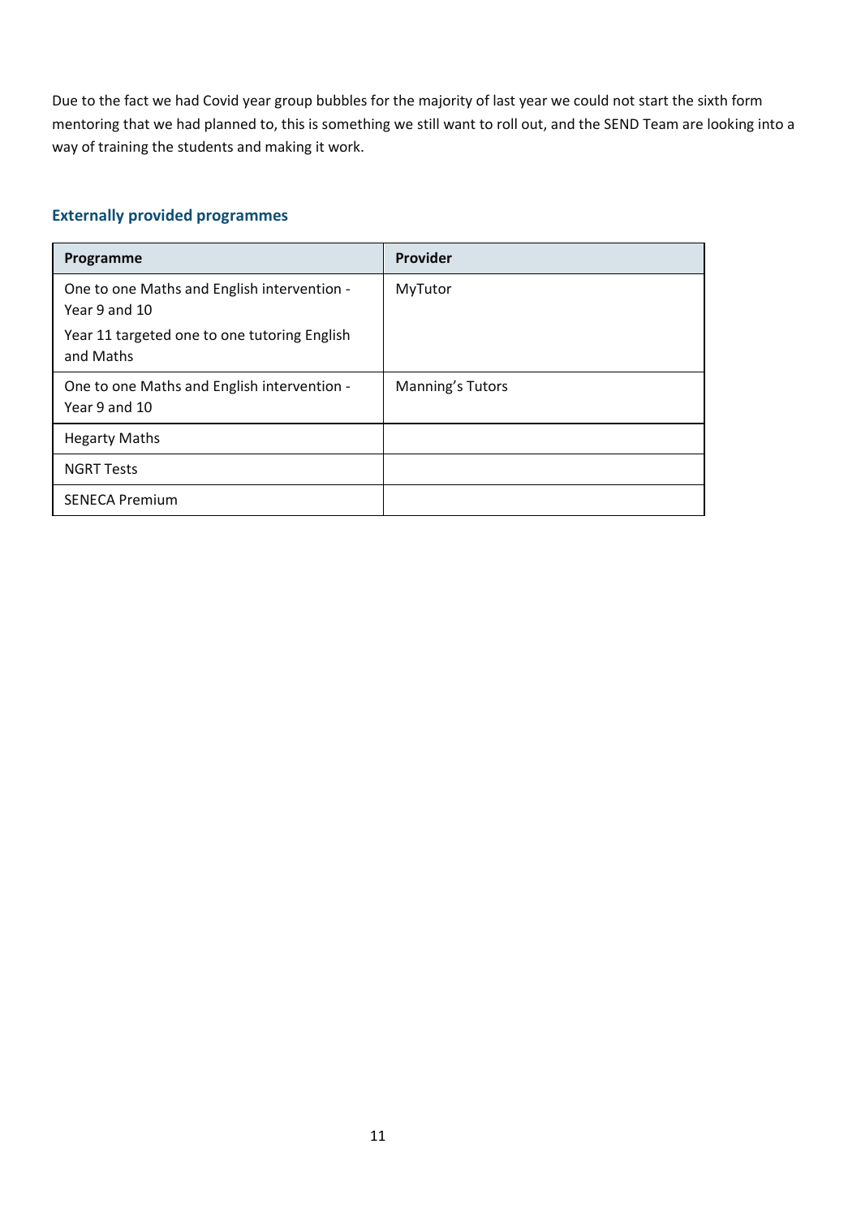Due to the fact we had Covid year group bubbles for the majority of last year we could not start the sixth form mentoring that we had planned to, this is something we still want to roll out, and the SEND Team are looking into a way of training the students and making it work.

### Externally provided programmes

| Programme | Provider |
|---|---|
| One to one Maths and English intervention - Year 9 and 10<br><br>Year 11 targeted one to one tutoring English and Maths | MyTutor |
| One to one Maths and English intervention - Year 9 and 10 | Manning's Tutors |
| Hegarty Maths | |
| NGRT Tests | |
| SENECA Premium | |